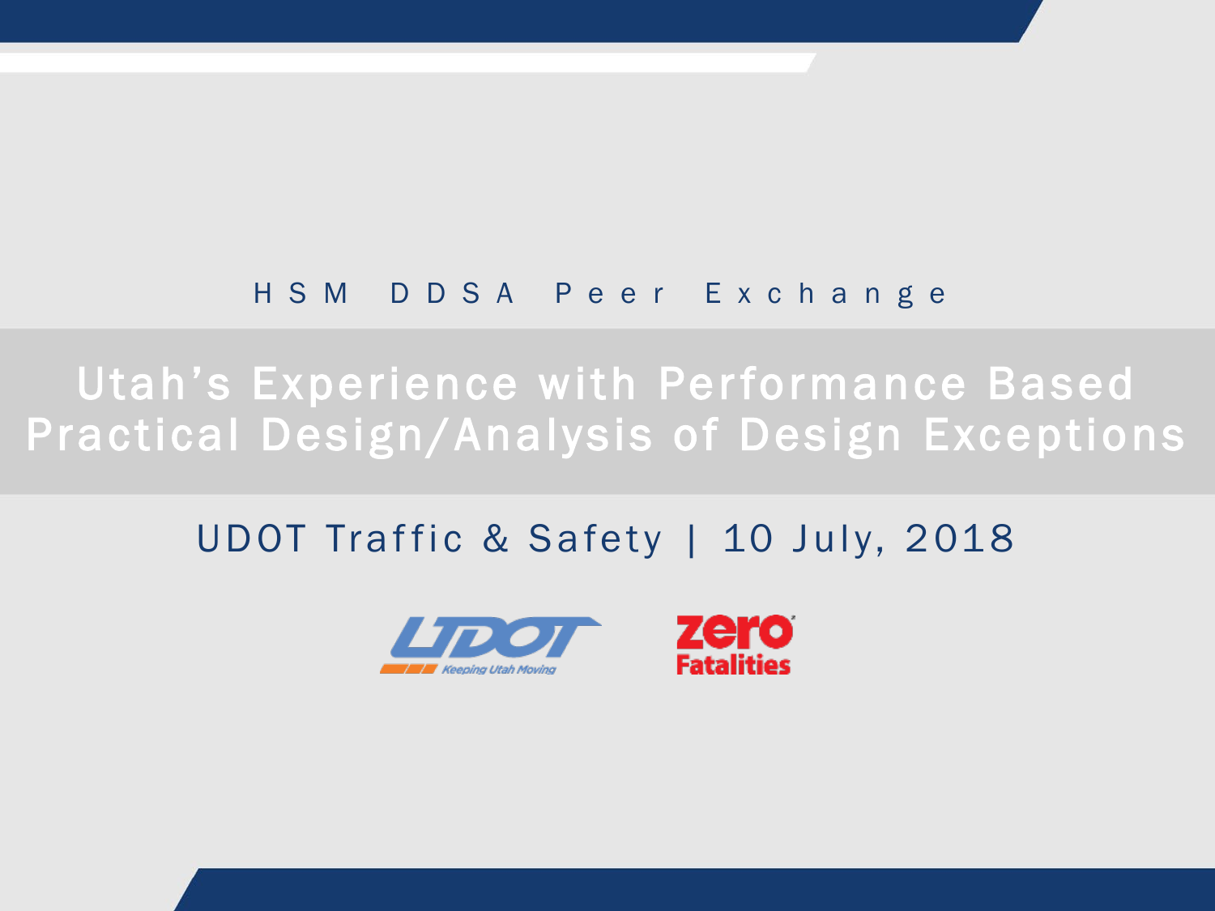HSM DDSA Peer Exchange

# Utah's Experience with Performance Based Practical Design/Analysis of Design Exceptions

UDOT Traffic & Safety | 10 July, 2018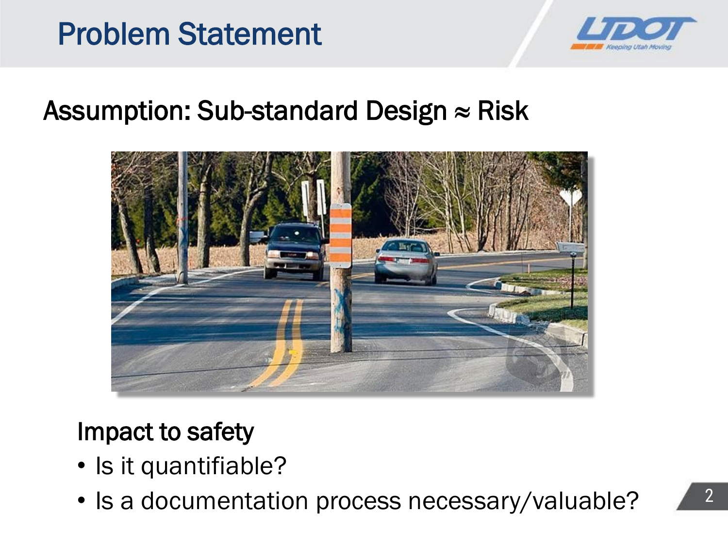# Problem Statement

## Assumption: Sub-standard Design ≈ Risk

### Impact to safety

- Is it quantifiable?
- Is a documentation process necessary/valuable?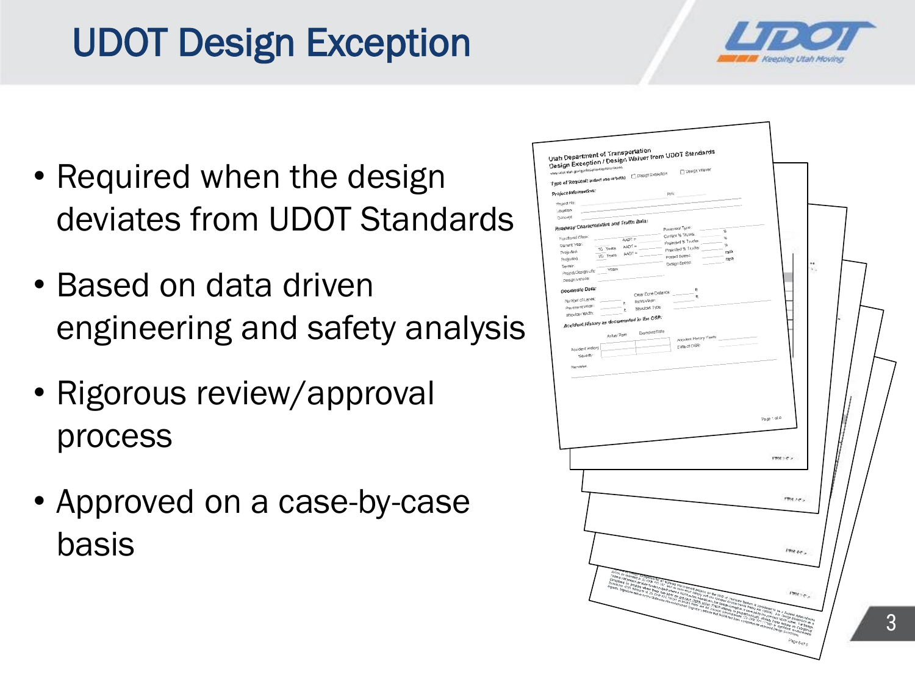# UDOT Design Exception

- Required when the design deviates from UDOT Standards
- Based on data driven engineering and safety analysis
- Rigorous review/approval process
- Approved on a case-by-case basis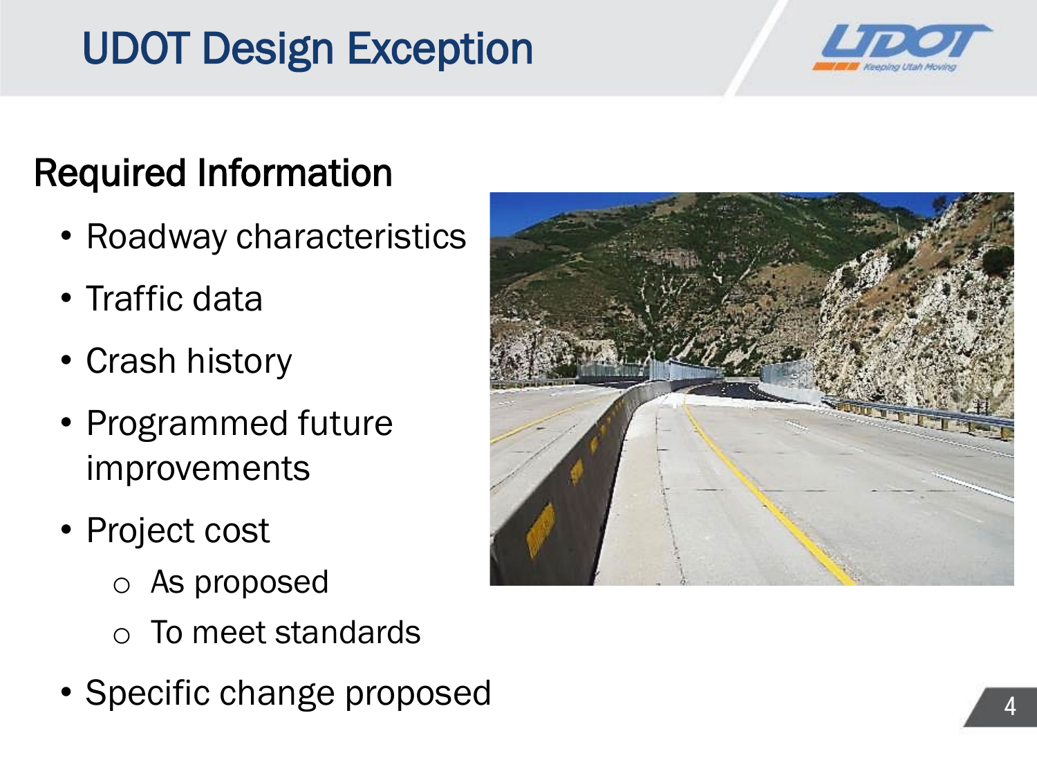# UDOT Design Exception

## Required Information

- Roadway characteristics
- Traffic data
- Crash history
- Programmed future improvements
- Project cost
  - As proposed
  - To meet standards
- Specific change proposed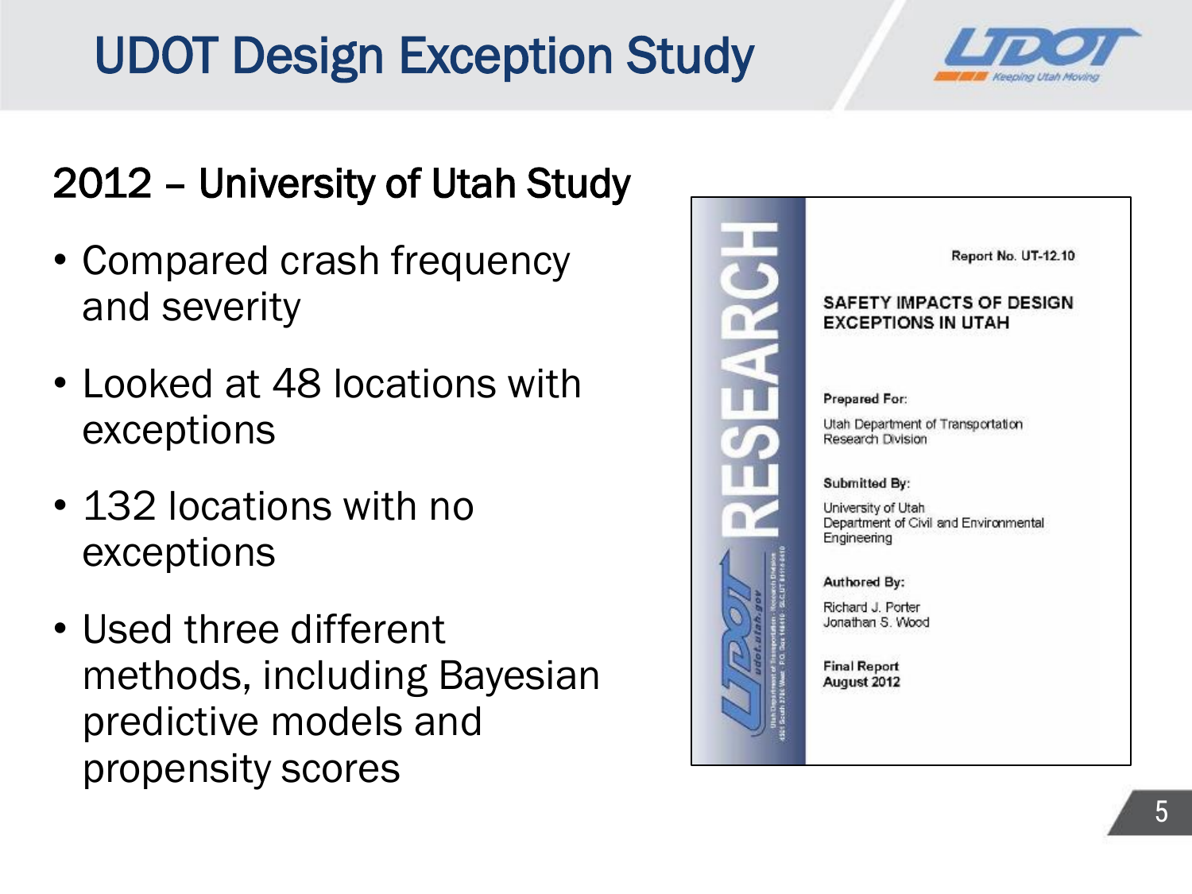# UDOT Design Exception Study

## 2012 – University of Utah Study

- Compared crash frequency and severity
- Looked at 48 locations with exceptions
- 132 locations with no exceptions
- Used three different methods, including Bayesian predictive models and propensity scores

Report No. UT-12.10

**SAFETY IMPACTS OF DESIGN EXCEPTIONS IN UTAH**

**Prepared For:**

Utah Department of Transportation
Research Division

**Submitted By:**

University of Utah
Department of Civil and Environmental Engineering

**Authored By:**

Richard J. Porter
Jonathan S. Wood

**Final Report**
**August 2012**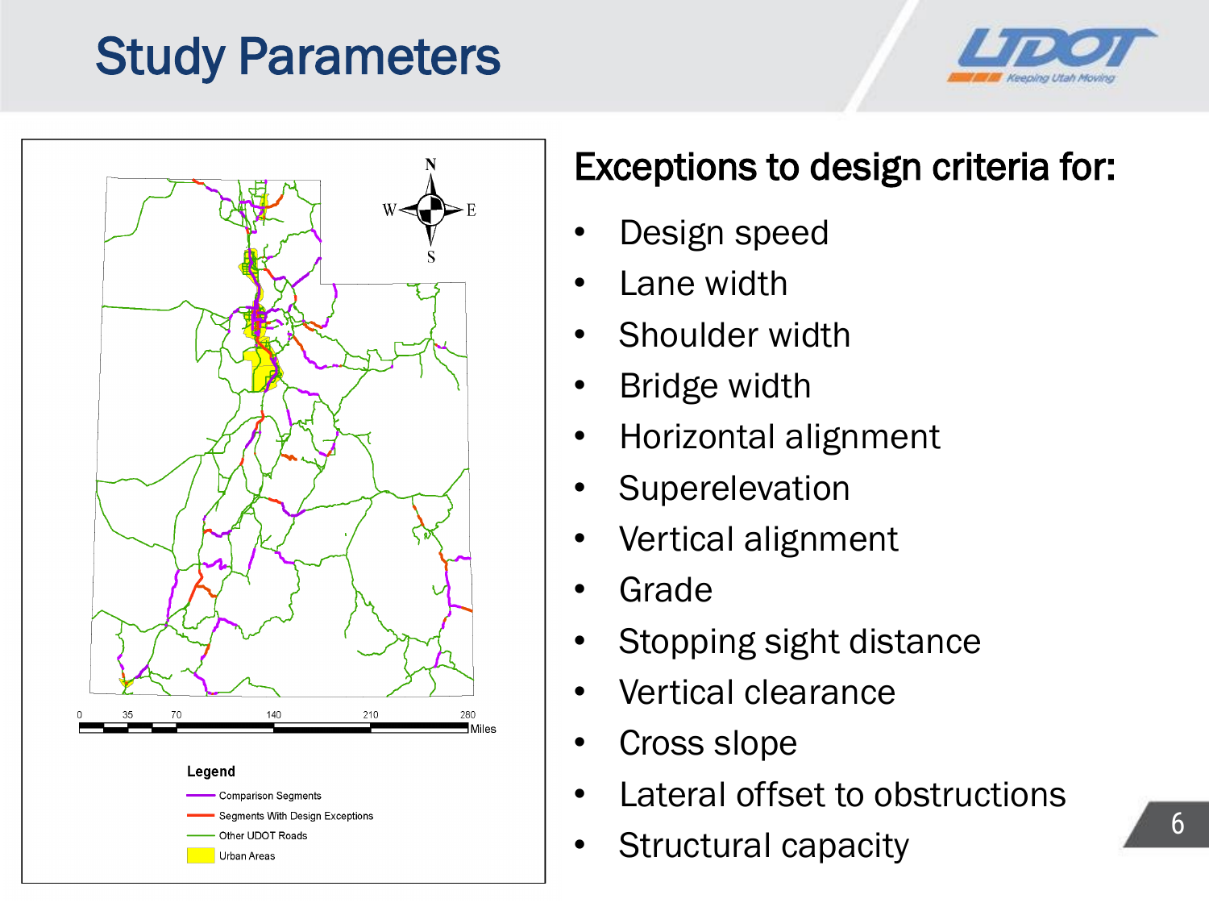# Study Parameters

Legend

- Comparison Segments
- Segments With Design Exceptions
- Other UDOT Roads
- Urban Areas

## Exceptions to design criteria for:

- Design speed
- Lane width
- Shoulder width
- Bridge width
- Horizontal alignment
- Superelevation
- Vertical alignment
- Grade
- Stopping sight distance
- Vertical clearance
- Cross slope
- Lateral offset to obstructions
- Structural capacity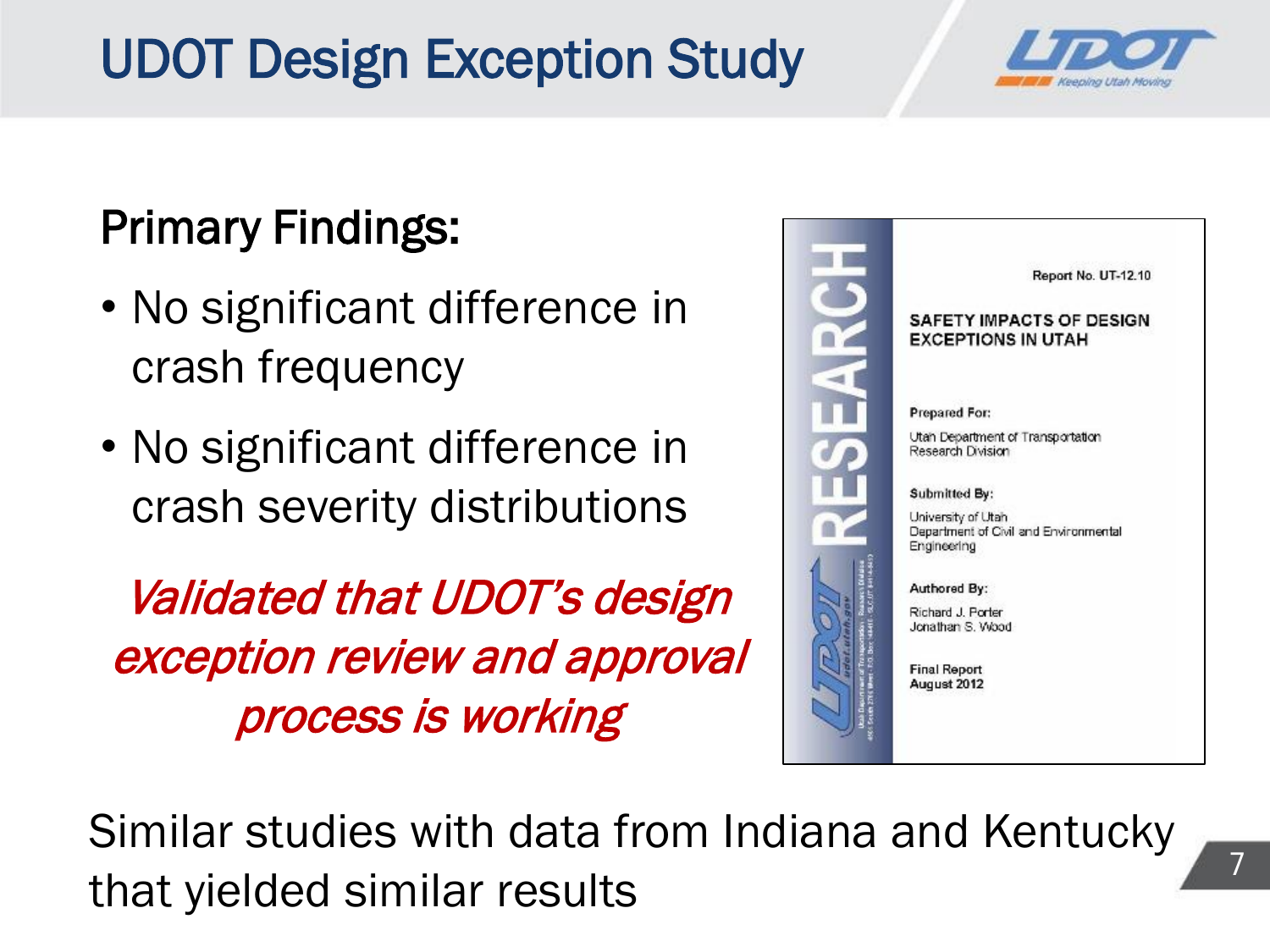# UDOT Design Exception Study

## Primary Findings:

- No significant difference in crash frequency
- No significant difference in crash severity distributions

*Validated that UDOT's design exception review and approval process is working*

Report No. UT-12.10

**SAFETY IMPACTS OF DESIGN EXCEPTIONS IN UTAH**

**Prepared For:**

Utah Department of Transportation
Research Division

**Submitted By:**

University of Utah
Department of Civil and Environmental Engineering

**Authored By:**

Richard J. Porter
Jonathan S. Wood

**Final Report**
**August 2012**

Similar studies with data from Indiana and Kentucky that yielded similar results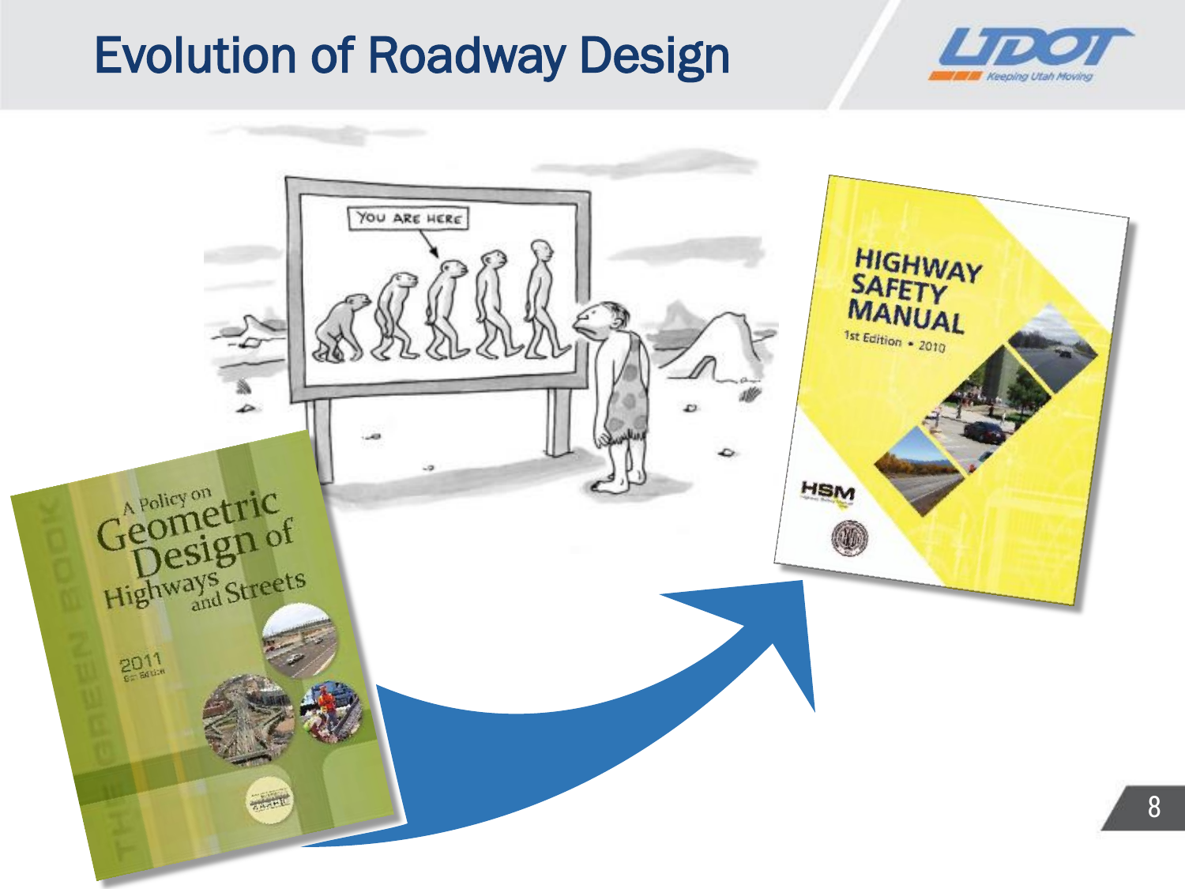# Evolution of Roadway Design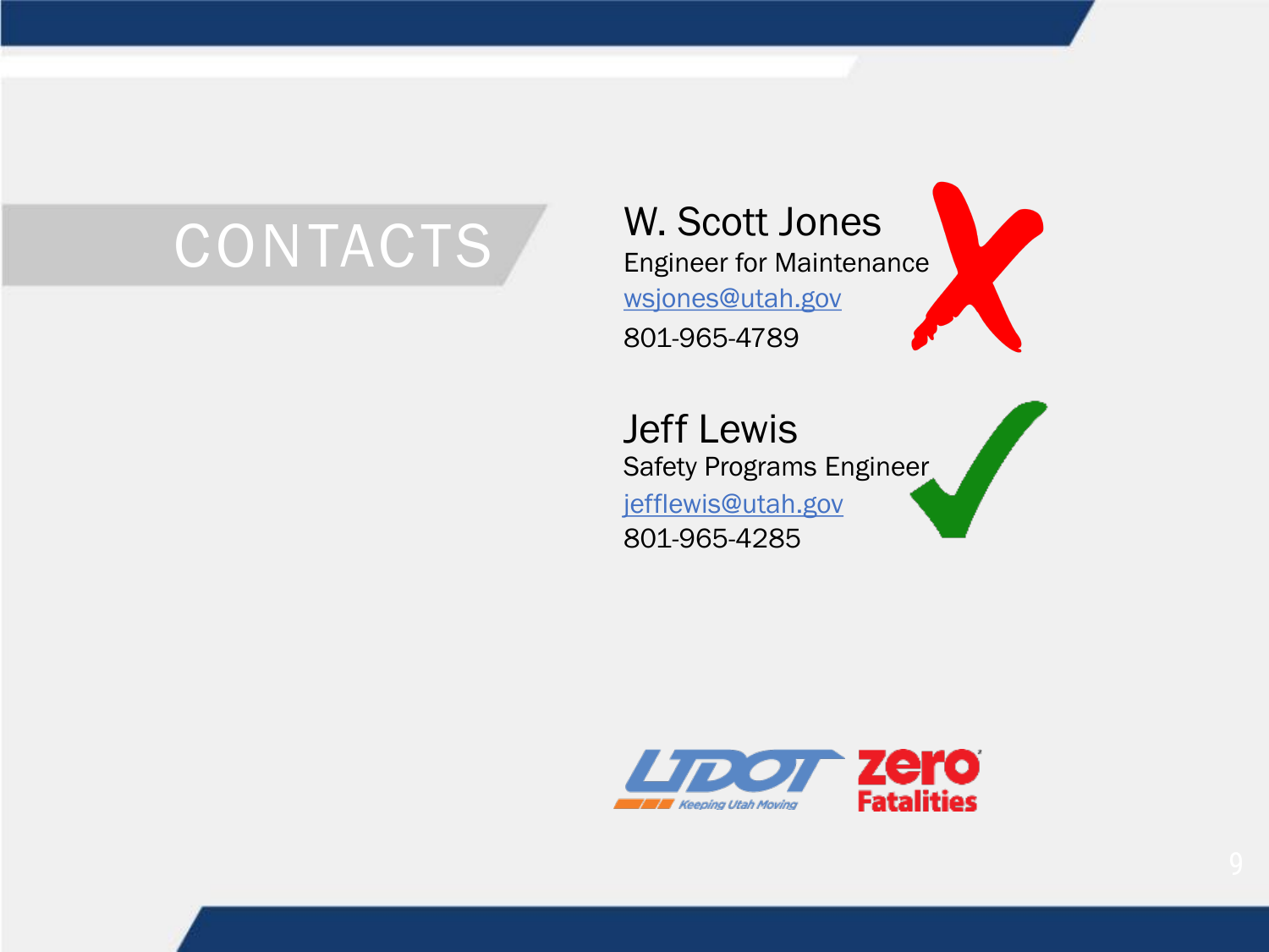# CONTACTS

W. Scott Jones
Engineer for Maintenance
wsjones@utah.gov
801-965-4789

Jeff Lewis
Safety Programs Engineer
jefflewis@utah.gov
801-965-4285